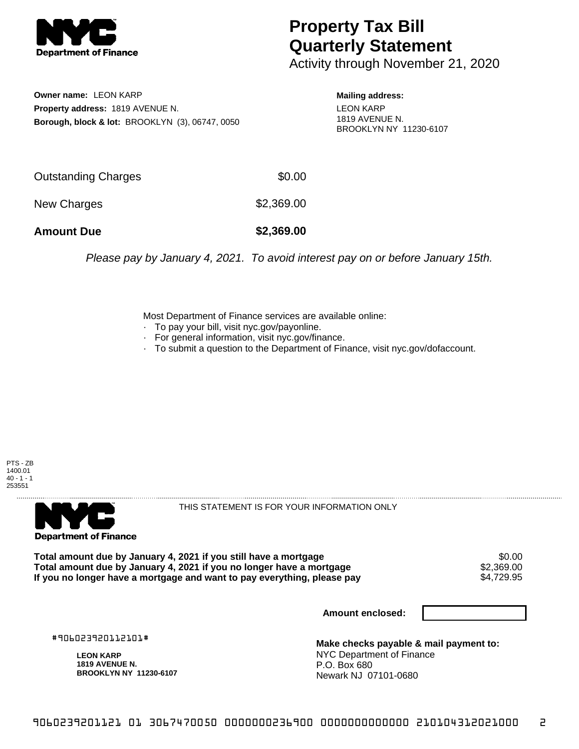# Property Tax Bill Quarterly Statement

Activity through November 21, 2020

**Owner name:** LEON KARP
**Property address:** 1819 AVENUE N.
**Borough, block & lot:** BROOKLYN (3), 06747, 0050

**Mailing address:**
LEON KARP
1819 AVENUE N.
BROOKLYN NY 11230-6107

| | |
|---|---|
| Outstanding Charges | $0.00 |
| New Charges | $2,369.00 |
| **Amount Due** | **$2,369.00** |

*Please pay by January 4, 2021. To avoid interest pay on or before January 15th.*

Most Department of Finance services are available online:
- To pay your bill, visit nyc.gov/payonline.
- For general information, visit nyc.gov/finance.
- To submit a question to the Department of Finance, visit nyc.gov/dofaccount.

PTS - ZB
1400.01
40 - 1 - 1
253551

THIS STATEMENT IS FOR YOUR INFORMATION ONLY

| | |
|---|---|
| **Total amount due by January 4, 2021 if you still have a mortgage** | $0.00 |
| **Total amount due by January 4, 2021 if you no longer have a mortgage** | $2,369.00 |
| **If you no longer have a mortgage and want to pay everything, please pay** | $4,729.95 |

**Amount enclosed:**

#906023920112101#

**LEON KARP**
**1819 AVENUE N.**
**BROOKLYN NY 11230-6107**

**Make checks payable & mail payment to:**
NYC Department of Finance
P.O. Box 680
Newark NJ 07101-0680

9060239201121 01 3067470050 0000000236900 0000000000000 210104312021000 2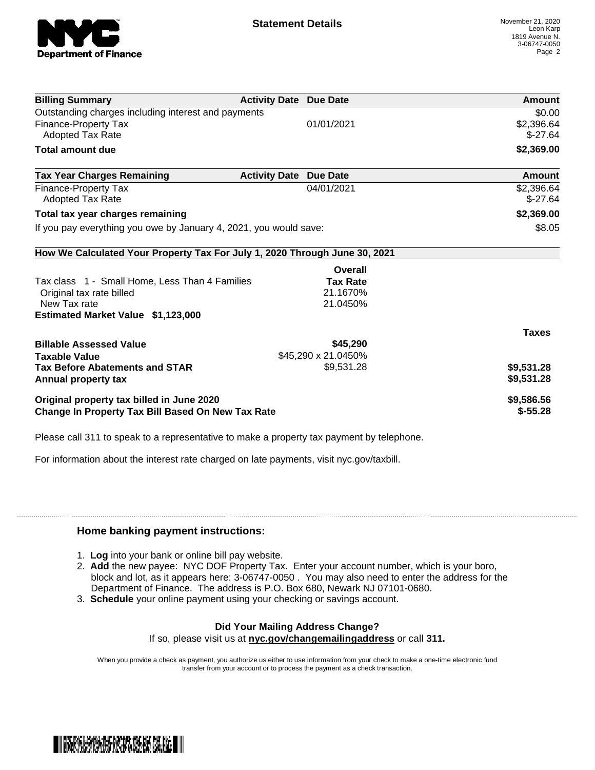**Statement Details**

November 21, 2020
Leon Karp
1819 Avenue N.
3-06747-0050

| Billing Summary | Activity Date | Due Date | Amount |
| --- | --- | --- | --- |
| Outstanding charges including interest and payments | | | $0.00 |
| Finance-Property Tax | | 01/01/2021 | $2,396.64 |
| Adopted Tax Rate | | | $-27.64 |
| **Total amount due** | | | **$2,369.00** |

| Tax Year Charges Remaining | Activity Date | Due Date | Amount |
| --- | --- | --- | --- |
| Finance-Property Tax | | 04/01/2021 | $2,396.64 |
| Adopted Tax Rate | | | $-27.64 |
| **Total tax year charges remaining** | | | **$2,369.00** |
| If you pay everything you owe by January 4, 2021, you would save: | | | $8.05 |

**How We Calculated Your Property Tax For July 1, 2020 Through June 30, 2021**

| | Overall Tax Rate | |
| --- | --- | --- |
| Tax class 1 - Small Home, Less Than 4 Families | | |
| Original tax rate billed | 21.1670% | |
| New Tax rate | 21.0450% | |
| **Estimated Market Value $1,123,000** | | |
| | | **Taxes** |
| **Billable Assessed Value** | **$45,290** | |
| **Taxable Value** | $45,290 x 21.0450% | |
| **Tax Before Abatements and STAR** | $9,531.28 | **$9,531.28** |
| **Annual property tax** | | **$9,531.28** |
| **Original property tax billed in June 2020** | | **$9,586.56** |
| **Change In Property Tax Bill Based On New Tax Rate** | | **$-55.28** |

Please call 311 to speak to a representative to make a property tax payment by telephone.

For information about the interest rate charged on late payments, visit nyc.gov/taxbill.

### Home banking payment instructions:

1. **Log** into your bank or online bill pay website.
2. **Add** the new payee: NYC DOF Property Tax. Enter your account number, which is your boro, block and lot, as it appears here: 3-06747-0050 . You may also need to enter the address for the Department of Finance. The address is P.O. Box 680, Newark NJ 07101-0680.
3. **Schedule** your online payment using your checking or savings account.

**Did Your Mailing Address Change?**

If so, please visit us at **nyc.gov/changemailingaddress** or call **311.**

When you provide a check as payment, you authorize us either to use information from your check to make a one-time electronic fund transfer from your account or to process the payment as a check transaction.